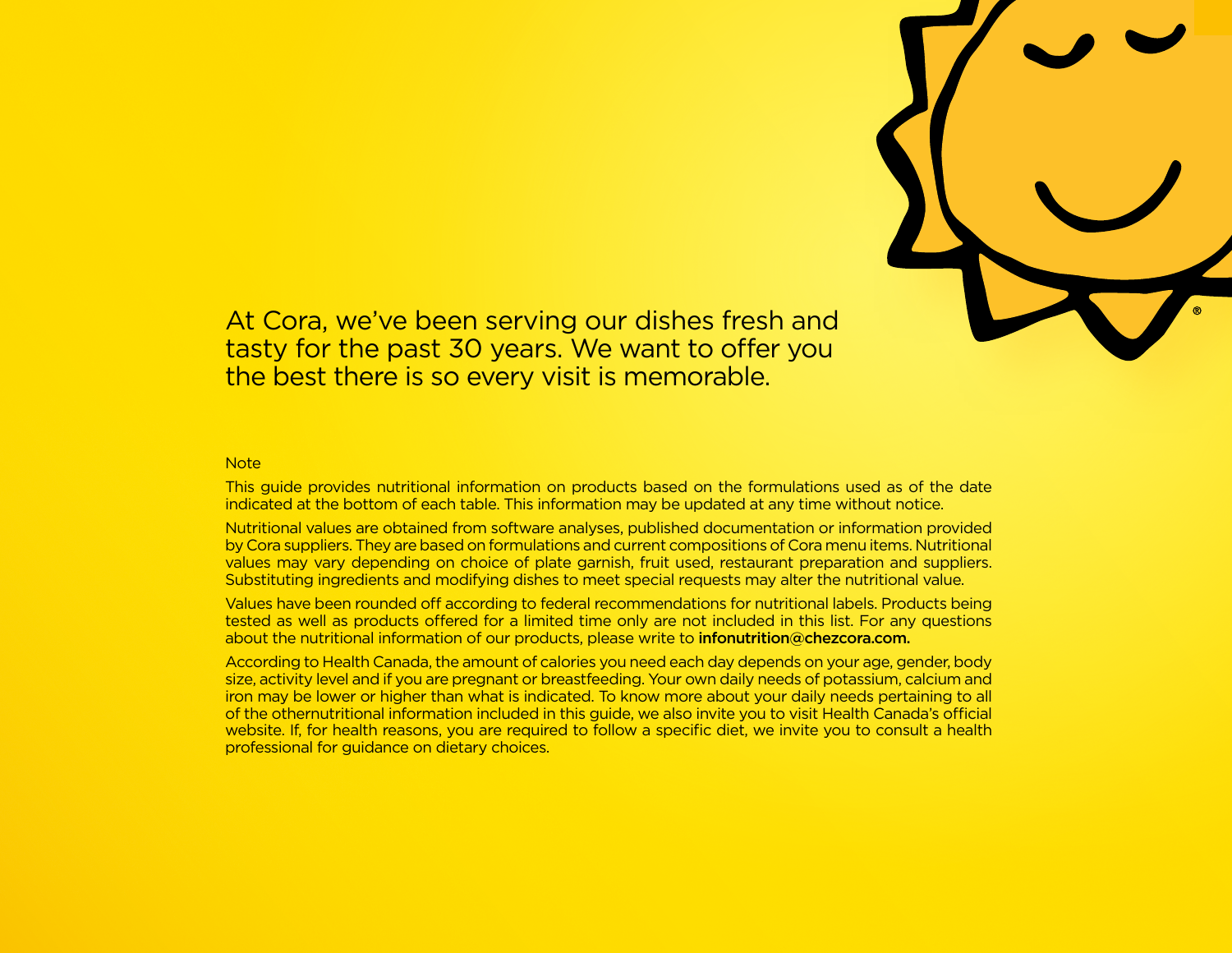At Cora, we've been serving our dishes fresh and tasty for the past 30 years. We want to offer you the best there is so every visit is memorable.

Note

This guide provides nutritional information on products based on the formulations used as of the date indicated at the bottom of each table. This information may be updated at any time without notice.

Nutritional values are obtained from software analyses, published documentation or information provided by Cora suppliers. They are based on formulations and current compositions of Cora menu items. Nutritional values may vary depending on choice of plate garnish, fruit used, restaurant preparation and suppliers. Substituting ingredients and modifying dishes to meet special requests may alter the nutritional value.

Values have been rounded off according to federal recommendations for nutritional labels. Products being tested as well as products offered for a limited time only are not included in this list. For any questions about the nutritional information of our products, please write to **infonutrition@chezcora.com.**

According to Health Canada, the amount of calories you need each day depends on your age, gender, body size, activity level and if you are pregnant or breastfeeding. Your own daily needs of potassium, calcium and iron may be lower or higher than what is indicated. To know more about your daily needs pertaining to all of the othernutritional information included in this guide, we also invite you to visit Health Canada's official website. If, for health reasons, you are required to follow a specific diet, we invite you to consult a health professional for guidance on dietary choices.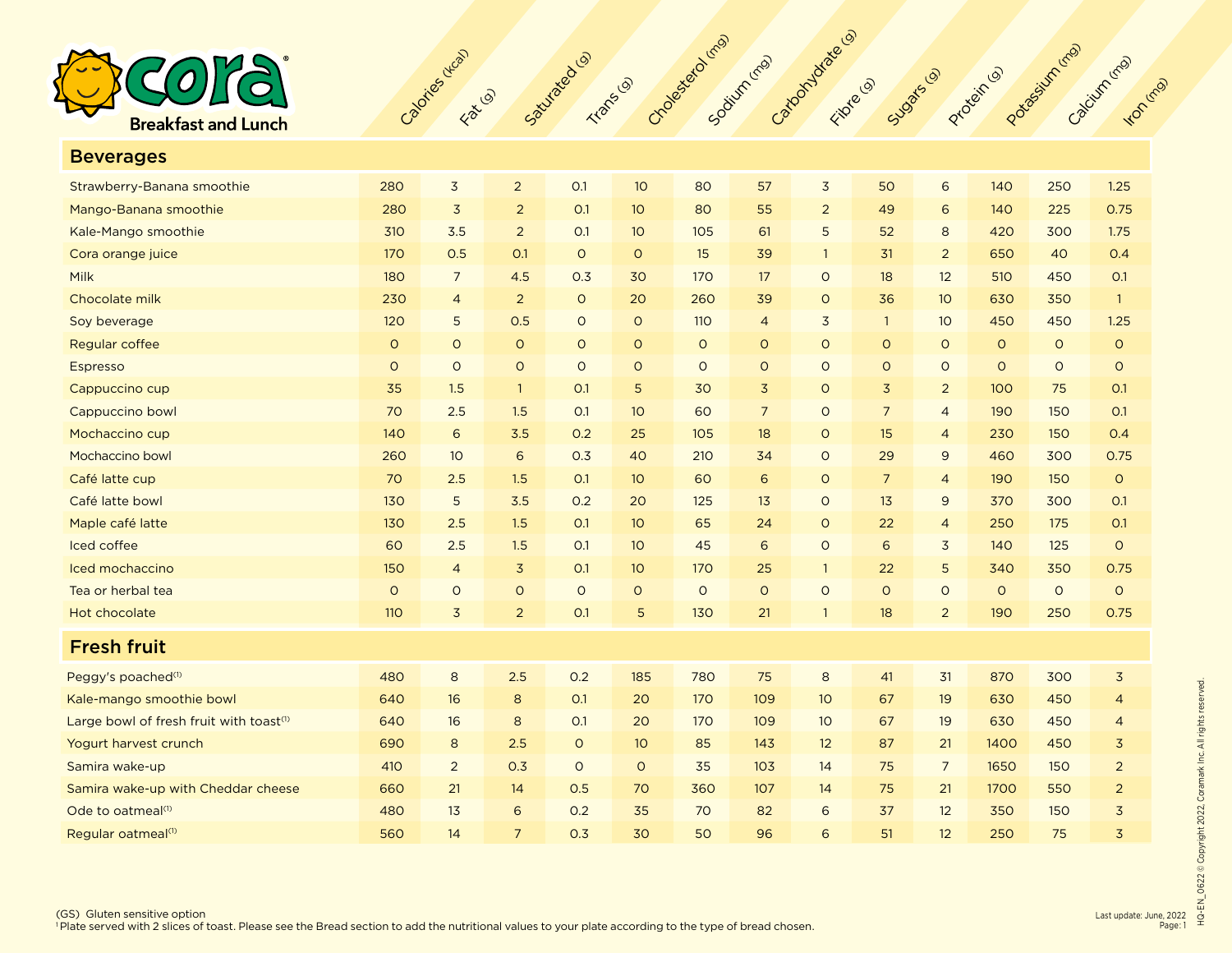# Cora Breakfast and Lunch

| | Calories (kcal) | Fat (g) | Saturated (g) | Trans (g) | Cholesterol (mg) | Sodium (mg) | Carbohydrate (g) | Fibre (g) | Sugars (g) | Protein (g) | Potassium (mg) | Calcium (mg) | Iron (mg) |
|---|---|---|---|---|---|---|---|---|---|---|---|---|---|
| **Beverages** | | | | | | | | | | | | | |
| Strawberry-Banana smoothie | 280 | 3 | 2 | 0.1 | 10 | 80 | 57 | 3 | 50 | 6 | 140 | 250 | 1.25 |
| Mango-Banana smoothie | 280 | 3 | 2 | 0.1 | 10 | 80 | 55 | 2 | 49 | 6 | 140 | 225 | 0.75 |
| Kale-Mango smoothie | 310 | 3.5 | 2 | 0.1 | 10 | 105 | 61 | 5 | 52 | 8 | 420 | 300 | 1.75 |
| Cora orange juice | 170 | 0.5 | 0.1 | 0 | 0 | 15 | 39 | 1 | 31 | 2 | 650 | 40 | 0.4 |
| Milk | 180 | 7 | 4.5 | 0.3 | 30 | 170 | 17 | 0 | 18 | 12 | 510 | 450 | 0.1 |
| Chocolate milk | 230 | 4 | 2 | 0 | 20 | 260 | 39 | 0 | 36 | 10 | 630 | 350 | 1 |
| Soy beverage | 120 | 5 | 0.5 | 0 | 0 | 110 | 4 | 3 | 1 | 10 | 450 | 450 | 1.25 |
| Regular coffee | 0 | 0 | 0 | 0 | 0 | 0 | 0 | 0 | 0 | 0 | 0 | 0 | 0 |
| Espresso | 0 | 0 | 0 | 0 | 0 | 0 | 0 | 0 | 0 | 0 | 0 | 0 | 0 |
| Cappuccino cup | 35 | 1.5 | 1 | 0.1 | 5 | 30 | 3 | 0 | 3 | 2 | 100 | 75 | 0.1 |
| Cappuccino bowl | 70 | 2.5 | 1.5 | 0.1 | 10 | 60 | 7 | 0 | 7 | 4 | 190 | 150 | 0.1 |
| Mochaccino cup | 140 | 6 | 3.5 | 0.2 | 25 | 105 | 18 | 0 | 15 | 4 | 230 | 150 | 0.4 |
| Mochaccino bowl | 260 | 10 | 6 | 0.3 | 40 | 210 | 34 | 0 | 29 | 9 | 460 | 300 | 0.75 |
| Café latte cup | 70 | 2.5 | 1.5 | 0.1 | 10 | 60 | 6 | 0 | 7 | 4 | 190 | 150 | 0 |
| Café latte bowl | 130 | 5 | 3.5 | 0.2 | 20 | 125 | 13 | 0 | 13 | 9 | 370 | 300 | 0.1 |
| Maple café latte | 130 | 2.5 | 1.5 | 0.1 | 10 | 65 | 24 | 0 | 22 | 4 | 250 | 175 | 0.1 |
| Iced coffee | 60 | 2.5 | 1.5 | 0.1 | 10 | 45 | 6 | 0 | 6 | 3 | 140 | 125 | 0 |
| Iced mochaccino | 150 | 4 | 3 | 0.1 | 10 | 170 | 25 | 1 | 22 | 5 | 340 | 350 | 0.75 |
| Tea or herbal tea | 0 | 0 | 0 | 0 | 0 | 0 | 0 | 0 | 0 | 0 | 0 | 0 | 0 |
| Hot chocolate | 110 | 3 | 2 | 0.1 | 5 | 130 | 21 | 1 | 18 | 2 | 190 | 250 | 0.75 |
| **Fresh fruit** | | | | | | | | | | | | | |
| Peggy's poached[1] | 480 | 8 | 2.5 | 0.2 | 185 | 780 | 75 | 8 | 41 | 31 | 870 | 300 | 3 |
| Kale-mango smoothie bowl | 640 | 16 | 8 | 0.1 | 20 | 170 | 109 | 10 | 67 | 19 | 630 | 450 | 4 |
| Large bowl of fresh fruit with toast[1] | 640 | 16 | 8 | 0.1 | 20 | 170 | 109 | 10 | 67 | 19 | 630 | 450 | 4 |
| Yogurt harvest crunch | 690 | 8 | 2.5 | 0 | 10 | 85 | 143 | 12 | 87 | 21 | 1400 | 450 | 3 |
| Samira wake-up | 410 | 2 | 0.3 | 0 | 0 | 35 | 103 | 14 | 75 | 7 | 1650 | 150 | 2 |
| Samira wake-up with Cheddar cheese | 660 | 21 | 14 | 0.5 | 70 | 360 | 107 | 14 | 75 | 21 | 1700 | 550 | 2 |
| Ode to oatmeal[1] | 480 | 13 | 6 | 0.2 | 35 | 70 | 82 | 6 | 37 | 12 | 350 | 150 | 3 |
| Regular oatmeal[1] | 560 | 14 | 7 | 0.3 | 30 | 50 | 96 | 6 | 51 | 12 | 250 | 75 | 3 |

(GS) Gluten sensitive option

[1] Plate served with 2 slices of toast. Please see the Bread section to add the nutritional values to your plate according to the type of bread chosen.

Last update: June, 2022

HQ-EN_0622 © Copyright 2022, Coramark Inc. All rights reserved.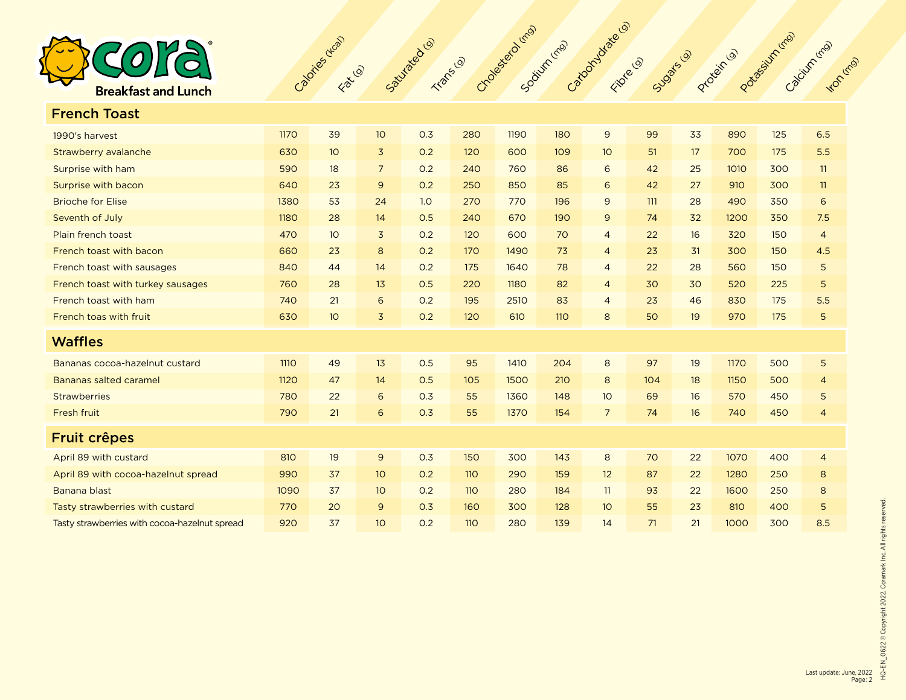Cora Breakfast and Lunch

| | Calories (kcal) | Fat (g) | Saturated (g) | Trans (g) | Cholesterol (mg) | Sodium (mg) | Carbohydrate (g) | Fibre (g) | Sugars (g) | Protein (g) | Potassium (mg) | Calcium (mg) | Iron (mg) |
|---|---|---|---|---|---|---|---|---|---|---|---|---|---|
| **French Toast** | | | | | | | | | | | | | |
| 1990's harvest | 1170 | 39 | 10 | 0.3 | 280 | 1190 | 180 | 9 | 99 | 33 | 890 | 125 | 6.5 |
| Strawberry avalanche | 630 | 10 | 3 | 0.2 | 120 | 600 | 109 | 10 | 51 | 17 | 700 | 175 | 5.5 |
| Surprise with ham | 590 | 18 | 7 | 0.2 | 240 | 760 | 86 | 6 | 42 | 25 | 1010 | 300 | 11 |
| Surprise with bacon | 640 | 23 | 9 | 0.2 | 250 | 850 | 85 | 6 | 42 | 27 | 910 | 300 | 11 |
| Brioche for Elise | 1380 | 53 | 24 | 1.0 | 270 | 770 | 196 | 9 | 111 | 28 | 490 | 350 | 6 |
| Seventh of July | 1180 | 28 | 14 | 0.5 | 240 | 670 | 190 | 9 | 74 | 32 | 1200 | 350 | 7.5 |
| Plain french toast | 470 | 10 | 3 | 0.2 | 120 | 600 | 70 | 4 | 22 | 16 | 320 | 150 | 4 |
| French toast with bacon | 660 | 23 | 8 | 0.2 | 170 | 1490 | 73 | 4 | 23 | 31 | 300 | 150 | 4.5 |
| French toast with sausages | 840 | 44 | 14 | 0.2 | 175 | 1640 | 78 | 4 | 22 | 28 | 560 | 150 | 5 |
| French toast with turkey sausages | 760 | 28 | 13 | 0.5 | 220 | 1180 | 82 | 4 | 30 | 30 | 520 | 225 | 5 |
| French toast with ham | 740 | 21 | 6 | 0.2 | 195 | 2510 | 83 | 4 | 23 | 46 | 830 | 175 | 5.5 |
| French toas with fruit | 630 | 10 | 3 | 0.2 | 120 | 610 | 110 | 8 | 50 | 19 | 970 | 175 | 5 |
| **Waffles** | | | | | | | | | | | | | |
| Bananas cocoa-hazelnut custard | 1110 | 49 | 13 | 0.5 | 95 | 1410 | 204 | 8 | 97 | 19 | 1170 | 500 | 5 |
| Bananas salted caramel | 1120 | 47 | 14 | 0.5 | 105 | 1500 | 210 | 8 | 104 | 18 | 1150 | 500 | 4 |
| Strawberries | 780 | 22 | 6 | 0.3 | 55 | 1360 | 148 | 10 | 69 | 16 | 570 | 450 | 5 |
| Fresh fruit | 790 | 21 | 6 | 0.3 | 55 | 1370 | 154 | 7 | 74 | 16 | 740 | 450 | 4 |
| **Fruit crêpes** | | | | | | | | | | | | | |
| April 89 with custard | 810 | 19 | 9 | 0.3 | 150 | 300 | 143 | 8 | 70 | 22 | 1070 | 400 | 4 |
| April 89 with cocoa-hazelnut spread | 990 | 37 | 10 | 0.2 | 110 | 290 | 159 | 12 | 87 | 22 | 1280 | 250 | 8 |
| Banana blast | 1090 | 37 | 10 | 0.2 | 110 | 280 | 184 | 11 | 93 | 22 | 1600 | 250 | 8 |
| Tasty strawberries with custard | 770 | 20 | 9 | 0.3 | 160 | 300 | 128 | 10 | 55 | 23 | 810 | 400 | 5 |
| Tasty strawberries with cocoa-hazelnut spread | 920 | 37 | 10 | 0.2 | 110 | 280 | 139 | 14 | 71 | 21 | 1000 | 300 | 8.5 |

Last update: June, 2022

HQ-EN_0622 © Copyright 2022, Coramark Inc. All rights reserved.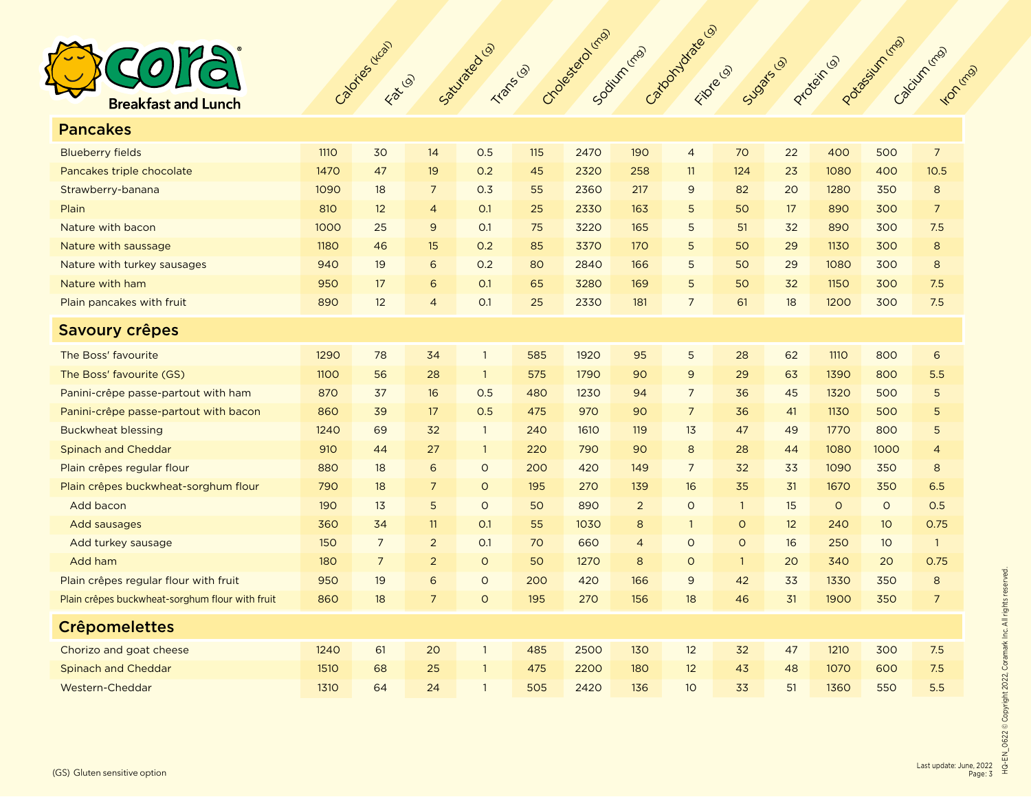# cora Breakfast and Lunch

| | Calories (kcal) | Fat (g) | Saturated (g) | Trans (g) | Cholesterol (mg) | Sodium (mg) | Carbohydrate (g) | Fibre (g) | Sugars (g) | Protein (g) | Potassium (mg) | Calcium (mg) | Iron (mg) |
|---|---|---|---|---|---|---|---|---|---|---|---|---|---|
| **Pancakes** | | | | | | | | | | | | | |
| Blueberry fields | 1110 | 30 | 14 | 0.5 | 115 | 2470 | 190 | 4 | 70 | 22 | 400 | 500 | 7 |
| Pancakes triple chocolate | 1470 | 47 | 19 | 0.2 | 45 | 2320 | 258 | 11 | 124 | 23 | 1080 | 400 | 10.5 |
| Strawberry-banana | 1090 | 18 | 7 | 0.3 | 55 | 2360 | 217 | 9 | 82 | 20 | 1280 | 350 | 8 |
| Plain | 810 | 12 | 4 | 0.1 | 25 | 2330 | 163 | 5 | 50 | 17 | 890 | 300 | 7 |
| Nature with bacon | 1000 | 25 | 9 | 0.1 | 75 | 3220 | 165 | 5 | 51 | 32 | 890 | 300 | 7.5 |
| Nature with saussage | 1180 | 46 | 15 | 0.2 | 85 | 3370 | 170 | 5 | 50 | 29 | 1130 | 300 | 8 |
| Nature with turkey sausages | 940 | 19 | 6 | 0.2 | 80 | 2840 | 166 | 5 | 50 | 29 | 1080 | 300 | 8 |
| Nature with ham | 950 | 17 | 6 | 0.1 | 65 | 3280 | 169 | 5 | 50 | 32 | 1150 | 300 | 7.5 |
| Plain pancakes with fruit | 890 | 12 | 4 | 0.1 | 25 | 2330 | 181 | 7 | 61 | 18 | 1200 | 300 | 7.5 |
| **Savoury crêpes** | | | | | | | | | | | | | |
| The Boss' favourite | 1290 | 78 | 34 | 1 | 585 | 1920 | 95 | 5 | 28 | 62 | 1110 | 800 | 6 |
| The Boss' favourite (GS) | 1100 | 56 | 28 | 1 | 575 | 1790 | 90 | 9 | 29 | 63 | 1390 | 800 | 5.5 |
| Panini-crêpe passe-partout with ham | 870 | 37 | 16 | 0.5 | 480 | 1230 | 94 | 7 | 36 | 45 | 1320 | 500 | 5 |
| Panini-crêpe passe-partout with bacon | 860 | 39 | 17 | 0.5 | 475 | 970 | 90 | 7 | 36 | 41 | 1130 | 500 | 5 |
| Buckwheat blessing | 1240 | 69 | 32 | 1 | 240 | 1610 | 119 | 13 | 47 | 49 | 1770 | 800 | 5 |
| Spinach and Cheddar | 910 | 44 | 27 | 1 | 220 | 790 | 90 | 8 | 28 | 44 | 1080 | 1000 | 4 |
| Plain crêpes regular flour | 880 | 18 | 6 | 0 | 200 | 420 | 149 | 7 | 32 | 33 | 1090 | 350 | 8 |
| Plain crêpes buckwheat-sorghum flour | 790 | 18 | 7 | 0 | 195 | 270 | 139 | 16 | 35 | 31 | 1670 | 350 | 6.5 |
| Add bacon | 190 | 13 | 5 | 0 | 50 | 890 | 2 | 0 | 1 | 15 | 0 | 0 | 0.5 |
| Add sausages | 360 | 34 | 11 | 0.1 | 55 | 1030 | 8 | 1 | 0 | 12 | 240 | 10 | 0.75 |
| Add turkey sausage | 150 | 7 | 2 | 0.1 | 70 | 660 | 4 | 0 | 0 | 16 | 250 | 10 | 1 |
| Add ham | 180 | 7 | 2 | 0 | 50 | 1270 | 8 | 0 | 1 | 20 | 340 | 20 | 0.75 |
| Plain crêpes regular flour with fruit | 950 | 19 | 6 | 0 | 200 | 420 | 166 | 9 | 42 | 33 | 1330 | 350 | 8 |
| Plain crêpes buckwheat-sorghum flour with fruit | 860 | 18 | 7 | 0 | 195 | 270 | 156 | 18 | 46 | 31 | 1900 | 350 | 7 |
| **Crêpomelettes** | | | | | | | | | | | | | |
| Chorizo and goat cheese | 1240 | 61 | 20 | 1 | 485 | 2500 | 130 | 12 | 32 | 47 | 1210 | 300 | 7.5 |
| Spinach and Cheddar | 1510 | 68 | 25 | 1 | 475 | 2200 | 180 | 12 | 43 | 48 | 1070 | 600 | 7.5 |
| Western-Cheddar | 1310 | 64 | 24 | 1 | 505 | 2420 | 136 | 10 | 33 | 51 | 1360 | 550 | 5.5 |

(GS) Gluten sensitive option

Last update: June, 2022

HQ-EN_0622 © Copyright 2022, Coramark Inc. All rights reserved.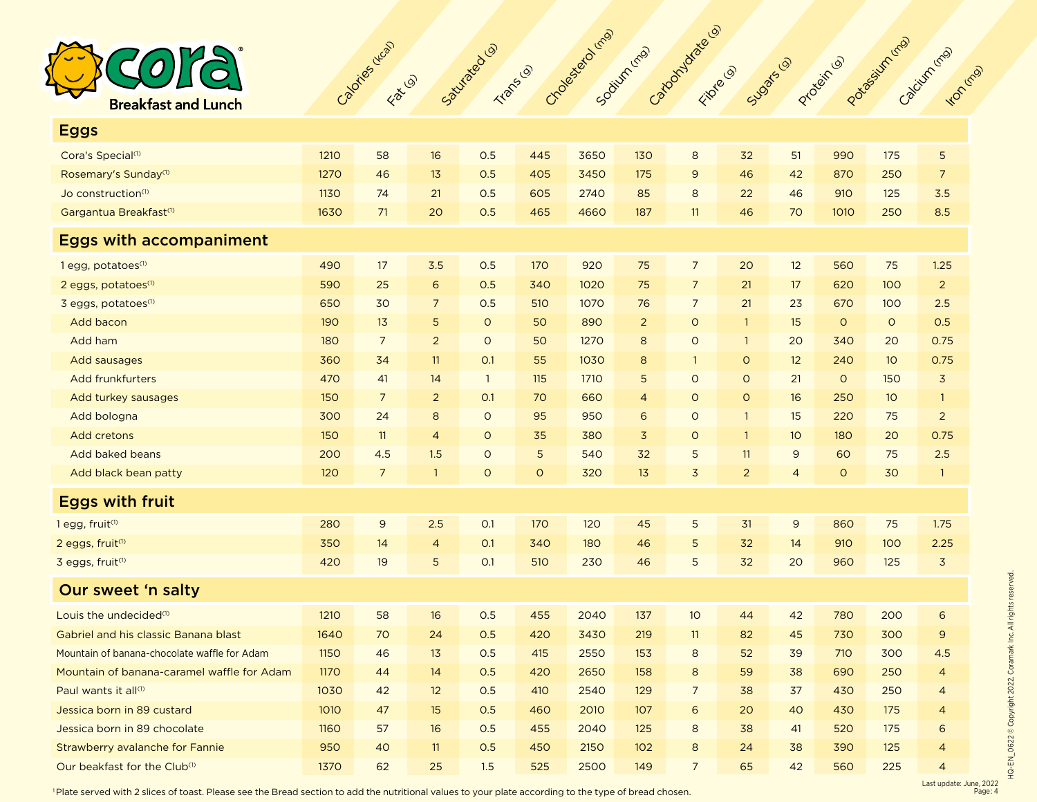# Cora Breakfast and Lunch

| | Calories (kcal) | Fat (g) | Saturated (g) | Trans (g) | Cholesterol (mg) | Sodium (mg) | Carbohydrate (g) | Fibre (g) | Sugars (g) | Protein (g) | Potassium (mg) | Calcium (mg) | Iron (mg) |
|---|---|---|---|---|---|---|---|---|---|---|---|---|---|
| **Eggs** | | | | | | | | | | | | | |
| Cora's Special[1] | 1210 | 58 | 16 | 0.5 | 445 | 3650 | 130 | 8 | 32 | 51 | 990 | 175 | 5 |
| Rosemary's Sunday[1] | 1270 | 46 | 13 | 0.5 | 405 | 3450 | 175 | 9 | 46 | 42 | 870 | 250 | 7 |
| Jo construction[1] | 1130 | 74 | 21 | 0.5 | 605 | 2740 | 85 | 8 | 22 | 46 | 910 | 125 | 3.5 |
| Gargantua Breakfast[1] | 1630 | 71 | 20 | 0.5 | 465 | 4660 | 187 | 11 | 46 | 70 | 1010 | 250 | 8.5 |
| **Eggs with accompaniment** | | | | | | | | | | | | | |
| 1 egg, potatoes[1] | 490 | 17 | 3.5 | 0.5 | 170 | 920 | 75 | 7 | 20 | 12 | 560 | 75 | 1.25 |
| 2 eggs, potatoes[1] | 590 | 25 | 6 | 0.5 | 340 | 1020 | 75 | 7 | 21 | 17 | 620 | 100 | 2 |
| 3 eggs, potatoes[1] | 650 | 30 | 7 | 0.5 | 510 | 1070 | 76 | 7 | 21 | 23 | 670 | 100 | 2.5 |
| Add bacon | 190 | 13 | 5 | 0 | 50 | 890 | 2 | 0 | 1 | 15 | 0 | 0 | 0.5 |
| Add ham | 180 | 7 | 2 | 0 | 50 | 1270 | 8 | 0 | 1 | 20 | 340 | 20 | 0.75 |
| Add sausages | 360 | 34 | 11 | 0.1 | 55 | 1030 | 8 | 1 | 0 | 12 | 240 | 10 | 0.75 |
| Add frunkfurters | 470 | 41 | 14 | 1 | 115 | 1710 | 5 | 0 | 0 | 21 | 0 | 150 | 3 |
| Add turkey sausages | 150 | 7 | 2 | 0.1 | 70 | 660 | 4 | 0 | 0 | 16 | 250 | 10 | 1 |
| Add bologna | 300 | 24 | 8 | 0 | 95 | 950 | 6 | 0 | 1 | 15 | 220 | 75 | 2 |
| Add cretons | 150 | 11 | 4 | 0 | 35 | 380 | 3 | 0 | 1 | 10 | 180 | 20 | 0.75 |
| Add baked beans | 200 | 4.5 | 1.5 | 0 | 5 | 540 | 32 | 5 | 11 | 9 | 60 | 75 | 2.5 |
| Add black bean patty | 120 | 7 | 1 | 0 | 0 | 320 | 13 | 3 | 2 | 4 | 0 | 30 | 1 |
| **Eggs with fruit** | | | | | | | | | | | | | |
| 1 egg, fruit[1] | 280 | 9 | 2.5 | 0.1 | 170 | 120 | 45 | 5 | 31 | 9 | 860 | 75 | 1.75 |
| 2 eggs, fruit[1] | 350 | 14 | 4 | 0.1 | 340 | 180 | 46 | 5 | 32 | 14 | 910 | 100 | 2.25 |
| 3 eggs, fruit[1] | 420 | 19 | 5 | 0.1 | 510 | 230 | 46 | 5 | 32 | 20 | 960 | 125 | 3 |
| **Our sweet 'n salty** | | | | | | | | | | | | | |
| Louis the undecided[1] | 1210 | 58 | 16 | 0.5 | 455 | 2040 | 137 | 10 | 44 | 42 | 780 | 200 | 6 |
| Gabriel and his classic Banana blast | 1640 | 70 | 24 | 0.5 | 420 | 3430 | 219 | 11 | 82 | 45 | 730 | 300 | 9 |
| Mountain of banana-chocolate waffle for Adam | 1150 | 46 | 13 | 0.5 | 415 | 2550 | 153 | 8 | 52 | 39 | 710 | 300 | 4.5 |
| Mountain of banana-caramel waffle for Adam | 1170 | 44 | 14 | 0.5 | 420 | 2650 | 158 | 8 | 59 | 38 | 690 | 250 | 4 |
| Paul wants it all[1] | 1030 | 42 | 12 | 0.5 | 410 | 2540 | 129 | 7 | 38 | 37 | 430 | 250 | 4 |
| Jessica born in 89 custard | 1010 | 47 | 15 | 0.5 | 460 | 2010 | 107 | 6 | 20 | 40 | 430 | 175 | 4 |
| Jessica born in 89 chocolate | 1160 | 57 | 16 | 0.5 | 455 | 2040 | 125 | 8 | 38 | 41 | 520 | 175 | 6 |
| Strawberry avalanche for Fannie | 950 | 40 | 11 | 0.5 | 450 | 2150 | 102 | 8 | 24 | 38 | 390 | 125 | 4 |
| Our beakfast for the Club[1] | 1370 | 62 | 25 | 1.5 | 525 | 2500 | 149 | 7 | 65 | 42 | 560 | 225 | 4 |

[1] Plate served with 2 slices of toast. Please see the Bread section to add the nutritional values to your plate according to the type of bread chosen.

Last update: June, 2022

HQ-EN_0622 © Copyright 2022, Coramark Inc. All rights reserved.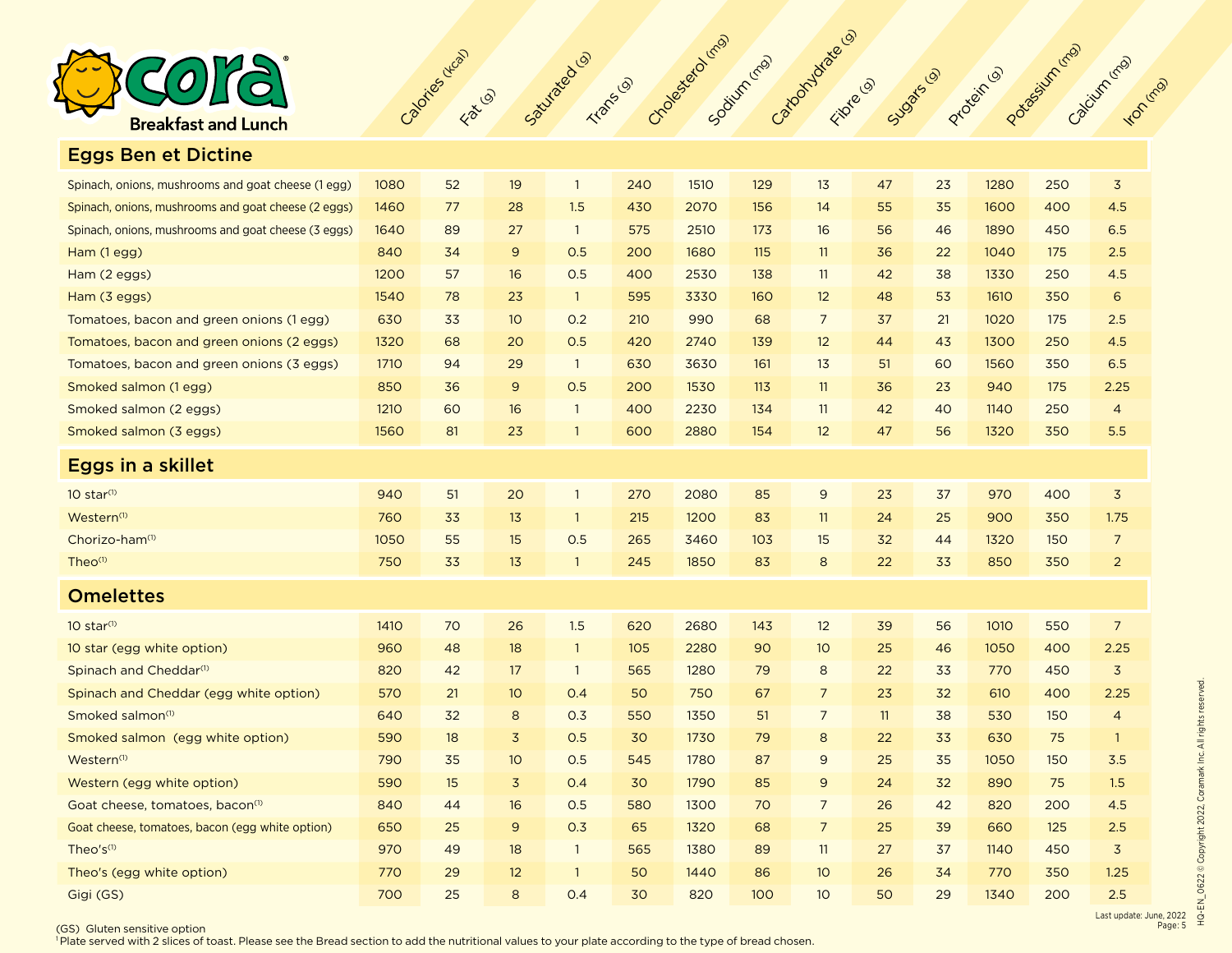Cora Breakfast and Lunch

| | Calories (kcal) | Fat (g) | Saturated (g) | Trans (g) | Cholesterol (mg) | Sodium (mg) | Carbohydrate (g) | Fibre (g) | Sugars (g) | Protein (g) | Potassium (mg) | Calcium (mg) | Iron (mg) |
|---|---|---|---|---|---|---|---|---|---|---|---|---|---|
| **Eggs Ben et Dictine** | | | | | | | | | | | | | |
| Spinach, onions, mushrooms and goat cheese (1 egg) | 1080 | 52 | 19 | 1 | 240 | 1510 | 129 | 13 | 47 | 23 | 1280 | 250 | 3 |
| Spinach, onions, mushrooms and goat cheese (2 eggs) | 1460 | 77 | 28 | 1.5 | 430 | 2070 | 156 | 14 | 55 | 35 | 1600 | 400 | 4.5 |
| Spinach, onions, mushrooms and goat cheese (3 eggs) | 1640 | 89 | 27 | 1 | 575 | 2510 | 173 | 16 | 56 | 46 | 1890 | 450 | 6.5 |
| Ham (1 egg) | 840 | 34 | 9 | 0.5 | 200 | 1680 | 115 | 11 | 36 | 22 | 1040 | 175 | 2.5 |
| Ham (2 eggs) | 1200 | 57 | 16 | 0.5 | 400 | 2530 | 138 | 11 | 42 | 38 | 1330 | 250 | 4.5 |
| Ham (3 eggs) | 1540 | 78 | 23 | 1 | 595 | 3330 | 160 | 12 | 48 | 53 | 1610 | 350 | 6 |
| Tomatoes, bacon and green onions (1 egg) | 630 | 33 | 10 | 0.2 | 210 | 990 | 68 | 7 | 37 | 21 | 1020 | 175 | 2.5 |
| Tomatoes, bacon and green onions (2 eggs) | 1320 | 68 | 20 | 0.5 | 420 | 2740 | 139 | 12 | 44 | 43 | 1300 | 250 | 4.5 |
| Tomatoes, bacon and green onions (3 eggs) | 1710 | 94 | 29 | 1 | 630 | 3630 | 161 | 13 | 51 | 60 | 1560 | 350 | 6.5 |
| Smoked salmon (1 egg) | 850 | 36 | 9 | 0.5 | 200 | 1530 | 113 | 11 | 36 | 23 | 940 | 175 | 2.25 |
| Smoked salmon (2 eggs) | 1210 | 60 | 16 | 1 | 400 | 2230 | 134 | 11 | 42 | 40 | 1140 | 250 | 4 |
| Smoked salmon (3 eggs) | 1560 | 81 | 23 | 1 | 600 | 2880 | 154 | 12 | 47 | 56 | 1320 | 350 | 5.5 |
| **Eggs in a skillet** | | | | | | | | | | | | | |
| 10 star[1] | 940 | 51 | 20 | 1 | 270 | 2080 | 85 | 9 | 23 | 37 | 970 | 400 | 3 |
| Western[1] | 760 | 33 | 13 | 1 | 215 | 1200 | 83 | 11 | 24 | 25 | 900 | 350 | 1.75 |
| Chorizo-ham[1] | 1050 | 55 | 15 | 0.5 | 265 | 3460 | 103 | 15 | 32 | 44 | 1320 | 150 | 7 |
| Theo[1] | 750 | 33 | 13 | 1 | 245 | 1850 | 83 | 8 | 22 | 33 | 850 | 350 | 2 |
| **Omelettes** | | | | | | | | | | | | | |
| 10 star[1] | 1410 | 70 | 26 | 1.5 | 620 | 2680 | 143 | 12 | 39 | 56 | 1010 | 550 | 7 |
| 10 star (egg white option) | 960 | 48 | 18 | 1 | 105 | 2280 | 90 | 10 | 25 | 46 | 1050 | 400 | 2.25 |
| Spinach and Cheddar[1] | 820 | 42 | 17 | 1 | 565 | 1280 | 79 | 8 | 22 | 33 | 770 | 450 | 3 |
| Spinach and Cheddar (egg white option) | 570 | 21 | 10 | 0.4 | 50 | 750 | 67 | 7 | 23 | 32 | 610 | 400 | 2.25 |
| Smoked salmon[1] | 640 | 32 | 8 | 0.3 | 550 | 1350 | 51 | 7 | 11 | 38 | 530 | 150 | 4 |
| Smoked salmon (egg white option) | 590 | 18 | 3 | 0.5 | 30 | 1730 | 79 | 8 | 22 | 33 | 630 | 75 | 1 |
| Western[1] | 790 | 35 | 10 | 0.5 | 545 | 1780 | 87 | 9 | 25 | 35 | 1050 | 150 | 3.5 |
| Western (egg white option) | 590 | 15 | 3 | 0.4 | 30 | 1790 | 85 | 9 | 24 | 32 | 890 | 75 | 1.5 |
| Goat cheese, tomatoes, bacon[1] | 840 | 44 | 16 | 0.5 | 580 | 1300 | 70 | 7 | 26 | 42 | 820 | 200 | 4.5 |
| Goat cheese, tomatoes, bacon (egg white option) | 650 | 25 | 9 | 0.3 | 65 | 1320 | 68 | 7 | 25 | 39 | 660 | 125 | 2.5 |
| Theo's[1] | 970 | 49 | 18 | 1 | 565 | 1380 | 89 | 11 | 27 | 37 | 1140 | 450 | 3 |
| Theo's (egg white option) | 770 | 29 | 12 | 1 | 50 | 1440 | 86 | 10 | 26 | 34 | 770 | 350 | 1.25 |
| Gigi (GS) | 700 | 25 | 8 | 0.4 | 30 | 820 | 100 | 10 | 50 | 29 | 1340 | 200 | 2.5 |

(GS) Gluten sensitive option

[1] Plate served with 2 slices of toast. Please see the Bread section to add the nutritional values to your plate according to the type of bread chosen.

Last update: June, 2022

HQ-EN_0622 © Copyright 2022, Cora­mark Inc. All rights reserved.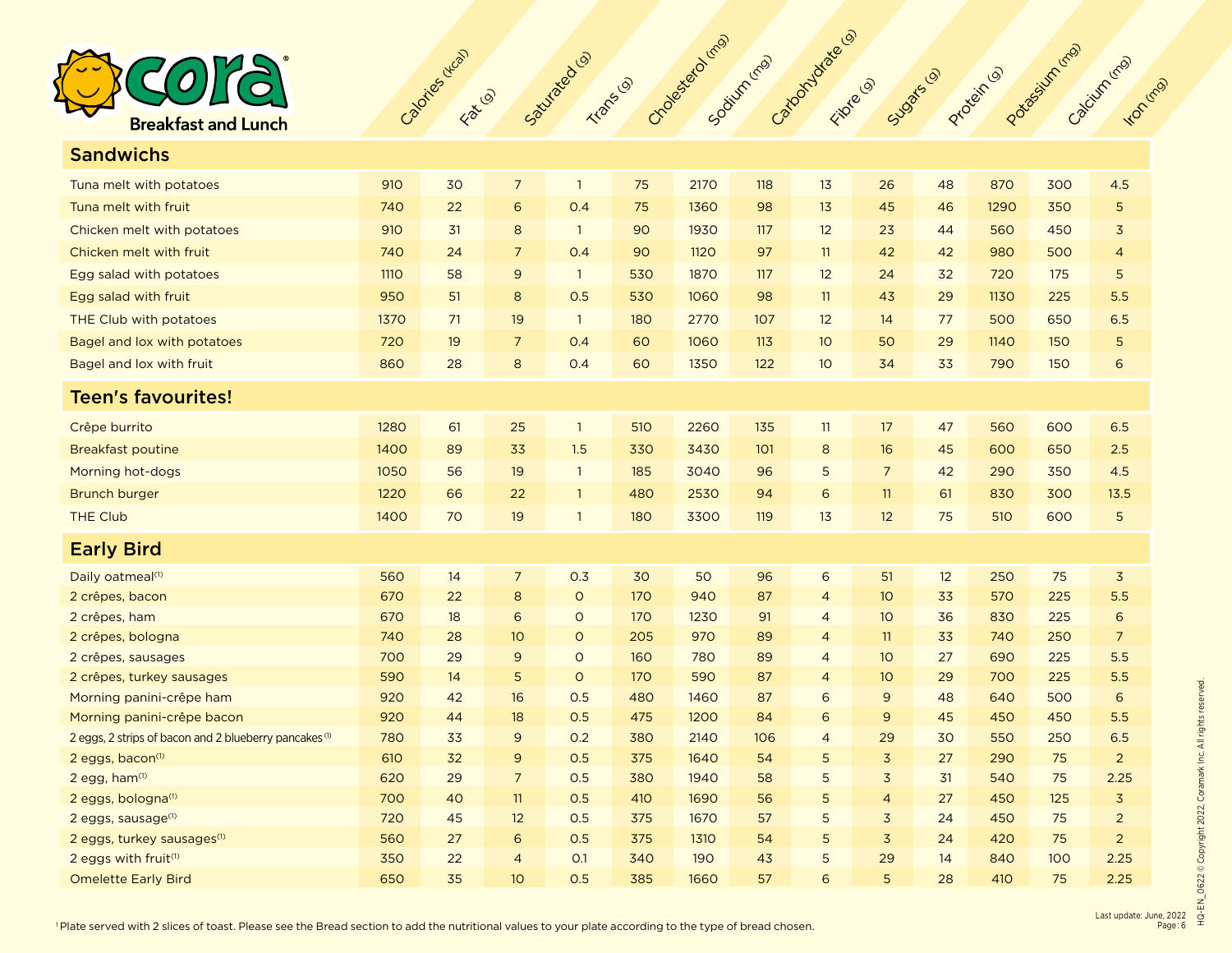# Cora Breakfast and Lunch

| | Calories (kcal) | Fat (g) | Saturated (g) | Trans (g) | Cholesterol (mg) | Sodium (mg) | Carbohydrate (g) | Fibre (g) | Sugars (g) | Protein (g) | Potassium (mg) | Calcium (mg) | Iron (mg) |
|---|---|---|---|---|---|---|---|---|---|---|---|---|---|
| **Sandwichs** | | | | | | | | | | | | | |
| Tuna melt with potatoes | 910 | 30 | 7 | 1 | 75 | 2170 | 118 | 13 | 26 | 48 | 870 | 300 | 4.5 |
| Tuna melt with fruit | 740 | 22 | 6 | 0.4 | 75 | 1360 | 98 | 13 | 45 | 46 | 1290 | 350 | 5 |
| Chicken melt with potatoes | 910 | 31 | 8 | 1 | 90 | 1930 | 117 | 12 | 23 | 44 | 560 | 450 | 3 |
| Chicken melt with fruit | 740 | 24 | 7 | 0.4 | 90 | 1120 | 97 | 11 | 42 | 42 | 980 | 500 | 4 |
| Egg salad with potatoes | 1110 | 58 | 9 | 1 | 530 | 1870 | 117 | 12 | 24 | 32 | 720 | 175 | 5 |
| Egg salad with fruit | 950 | 51 | 8 | 0.5 | 530 | 1060 | 98 | 11 | 43 | 29 | 1130 | 225 | 5.5 |
| THE Club with potatoes | 1370 | 71 | 19 | 1 | 180 | 2770 | 107 | 12 | 14 | 77 | 500 | 650 | 6.5 |
| Bagel and lox with potatoes | 720 | 19 | 7 | 0.4 | 60 | 1060 | 113 | 10 | 50 | 29 | 1140 | 150 | 5 |
| Bagel and lox with fruit | 860 | 28 | 8 | 0.4 | 60 | 1350 | 122 | 10 | 34 | 33 | 790 | 150 | 6 |
| **Teen's favourites!** | | | | | | | | | | | | | |
| Crêpe burrito | 1280 | 61 | 25 | 1 | 510 | 2260 | 135 | 11 | 17 | 47 | 560 | 600 | 6.5 |
| Breakfast poutine | 1400 | 89 | 33 | 1.5 | 330 | 3430 | 101 | 8 | 16 | 45 | 600 | 650 | 2.5 |
| Morning hot-dogs | 1050 | 56 | 19 | 1 | 185 | 3040 | 96 | 5 | 7 | 42 | 290 | 350 | 4.5 |
| Brunch burger | 1220 | 66 | 22 | 1 | 480 | 2530 | 94 | 6 | 11 | 61 | 830 | 300 | 13.5 |
| THE Club | 1400 | 70 | 19 | 1 | 180 | 3300 | 119 | 13 | 12 | 75 | 510 | 600 | 5 |
| **Early Bird** | | | | | | | | | | | | | |
| Daily oatmeal[1] | 560 | 14 | 7 | 0.3 | 30 | 50 | 96 | 6 | 51 | 12 | 250 | 75 | 3 |
| 2 crêpes, bacon | 670 | 22 | 8 | 0 | 170 | 940 | 87 | 4 | 10 | 33 | 570 | 225 | 5.5 |
| 2 crêpes, ham | 670 | 18 | 6 | 0 | 170 | 1230 | 91 | 4 | 10 | 36 | 830 | 225 | 6 |
| 2 crêpes, bologna | 740 | 28 | 10 | 0 | 205 | 970 | 89 | 4 | 11 | 33 | 740 | 250 | 7 |
| 2 crêpes, sausages | 700 | 29 | 9 | 0 | 160 | 780 | 89 | 4 | 10 | 27 | 690 | 225 | 5.5 |
| 2 crêpes, turkey sausages | 590 | 14 | 5 | 0 | 170 | 590 | 87 | 4 | 10 | 29 | 700 | 225 | 5.5 |
| Morning panini-crêpe ham | 920 | 42 | 16 | 0.5 | 480 | 1460 | 87 | 6 | 9 | 48 | 640 | 500 | 6 |
| Morning panini-crêpe bacon | 920 | 44 | 18 | 0.5 | 475 | 1200 | 84 | 6 | 9 | 45 | 450 | 450 | 5.5 |
| 2 eggs, 2 strips of bacon and 2 blueberry pancakes[1] | 780 | 33 | 9 | 0.2 | 380 | 2140 | 106 | 4 | 29 | 30 | 550 | 250 | 6.5 |
| 2 eggs, bacon[1] | 610 | 32 | 9 | 0.5 | 375 | 1640 | 54 | 5 | 3 | 27 | 290 | 75 | 2 |
| 2 egg, ham[1] | 620 | 29 | 7 | 0.5 | 380 | 1940 | 58 | 5 | 3 | 31 | 540 | 75 | 2.25 |
| 2 eggs, bologna[1] | 700 | 40 | 11 | 0.5 | 410 | 1690 | 56 | 5 | 4 | 27 | 450 | 125 | 3 |
| 2 eggs, sausage[1] | 720 | 45 | 12 | 0.5 | 375 | 1670 | 57 | 5 | 3 | 24 | 450 | 75 | 2 |
| 2 eggs, turkey sausages[1] | 560 | 27 | 6 | 0.5 | 375 | 1310 | 54 | 5 | 3 | 24 | 420 | 75 | 2 |
| 2 eggs with fruit[1] | 350 | 22 | 4 | 0.1 | 340 | 190 | 43 | 5 | 29 | 14 | 840 | 100 | 2.25 |
| Omelette Early Bird | 650 | 35 | 10 | 0.5 | 385 | 1660 | 57 | 6 | 5 | 28 | 410 | 75 | 2.25 |

[1] Plate served with 2 slices of toast. Please see the Bread section to add the nutritional values to your plate according to the type of bread chosen.

Last update: June, 2022

HQ-EN_0622 © Copyright 2022, Coramark Inc. All rights reserved.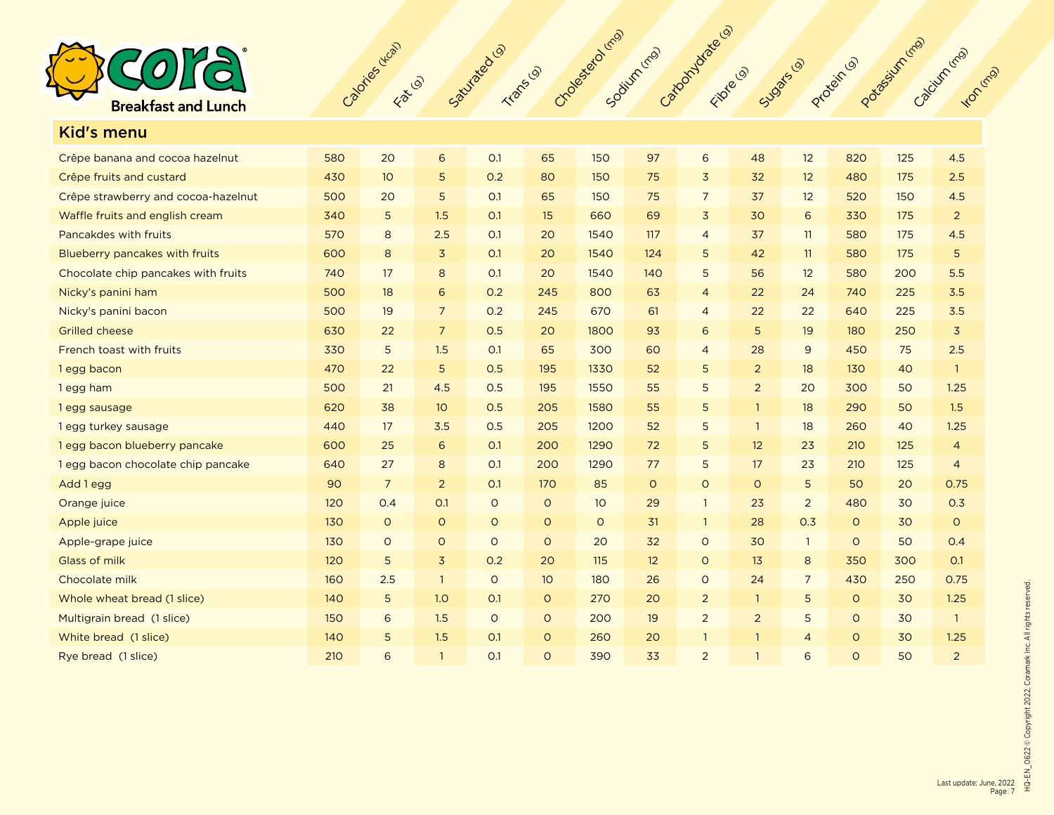Cora Breakfast and Lunch

## Kid's menu

| Kid's menu | Calories (kcal) | Fat (g) | Saturated (g) | Trans (g) | Cholesterol (mg) | Sodium (mg) | Carbohydrate (g) | Fibre (g) | Sugars (g) | Protein (g) | Potassium (mg) | Calcium (mg) | Iron (mg) |
|---|---|---|---|---|---|---|---|---|---|---|---|---|---|
| Crêpe banana and cocoa hazelnut | 580 | 20 | 6 | 0.1 | 65 | 150 | 97 | 6 | 48 | 12 | 820 | 125 | 4.5 |
| Crêpe fruits and custard | 430 | 10 | 5 | 0.2 | 80 | 150 | 75 | 3 | 32 | 12 | 480 | 175 | 2.5 |
| Crêpe strawberry and cocoa-hazelnut | 500 | 20 | 5 | 0.1 | 65 | 150 | 75 | 7 | 37 | 12 | 520 | 150 | 4.5 |
| Waffle fruits and english cream | 340 | 5 | 1.5 | 0.1 | 15 | 660 | 69 | 3 | 30 | 6 | 330 | 175 | 2 |
| Pancakdes with fruits | 570 | 8 | 2.5 | 0.1 | 20 | 1540 | 117 | 4 | 37 | 11 | 580 | 175 | 4.5 |
| Blueberry pancakes with fruits | 600 | 8 | 3 | 0.1 | 20 | 1540 | 124 | 5 | 42 | 11 | 580 | 175 | 5 |
| Chocolate chip pancakes with fruits | 740 | 17 | 8 | 0.1 | 20 | 1540 | 140 | 5 | 56 | 12 | 580 | 200 | 5.5 |
| Nicky's panini ham | 500 | 18 | 6 | 0.2 | 245 | 800 | 63 | 4 | 22 | 24 | 740 | 225 | 3.5 |
| Nicky's panini bacon | 500 | 19 | 7 | 0.2 | 245 | 670 | 61 | 4 | 22 | 22 | 640 | 225 | 3.5 |
| Grilled cheese | 630 | 22 | 7 | 0.5 | 20 | 1800 | 93 | 6 | 5 | 19 | 180 | 250 | 3 |
| French toast with fruits | 330 | 5 | 1.5 | 0.1 | 65 | 300 | 60 | 4 | 28 | 9 | 450 | 75 | 2.5 |
| 1 egg bacon | 470 | 22 | 5 | 0.5 | 195 | 1330 | 52 | 5 | 2 | 18 | 130 | 40 | 1 |
| 1 egg ham | 500 | 21 | 4.5 | 0.5 | 195 | 1550 | 55 | 5 | 2 | 20 | 300 | 50 | 1.25 |
| 1 egg sausage | 620 | 38 | 10 | 0.5 | 205 | 1580 | 55 | 5 | 1 | 18 | 290 | 50 | 1.5 |
| 1 egg turkey sausage | 440 | 17 | 3.5 | 0.5 | 205 | 1200 | 52 | 5 | 1 | 18 | 260 | 40 | 1.25 |
| 1 egg bacon blueberry pancake | 600 | 25 | 6 | 0.1 | 200 | 1290 | 72 | 5 | 12 | 23 | 210 | 125 | 4 |
| 1 egg bacon chocolate chip pancake | 640 | 27 | 8 | 0.1 | 200 | 1290 | 77 | 5 | 17 | 23 | 210 | 125 | 4 |
| Add 1 egg | 90 | 7 | 2 | 0.1 | 170 | 85 | 0 | 0 | 0 | 5 | 50 | 20 | 0.75 |
| Orange juice | 120 | 0.4 | 0.1 | 0 | 0 | 10 | 29 | 1 | 23 | 2 | 480 | 30 | 0.3 |
| Apple juice | 130 | 0 | 0 | 0 | 0 | 0 | 31 | 1 | 28 | 0.3 | 0 | 30 | 0 |
| Apple-grape juice | 130 | 0 | 0 | 0 | 0 | 20 | 32 | 0 | 30 | 1 | 0 | 50 | 0.4 |
| Glass of milk | 120 | 5 | 3 | 0.2 | 20 | 115 | 12 | 0 | 13 | 8 | 350 | 300 | 0.1 |
| Chocolate milk | 160 | 2.5 | 1 | 0 | 10 | 180 | 26 | 0 | 24 | 7 | 430 | 250 | 0.75 |
| Whole wheat bread (1 slice) | 140 | 5 | 1.0 | 0.1 | 0 | 270 | 20 | 2 | 1 | 5 | 0 | 30 | 1.25 |
| Multigrain bread (1 slice) | 150 | 6 | 1.5 | 0 | 0 | 200 | 19 | 2 | 2 | 5 | 0 | 30 | 1 |
| White bread (1 slice) | 140 | 5 | 1.5 | 0.1 | 0 | 260 | 20 | 1 | 1 | 4 | 0 | 30 | 1.25 |
| Rye bread (1 slice) | 210 | 6 | 1 | 0.1 | 0 | 390 | 33 | 2 | 1 | 6 | 0 | 50 | 2 |

Last update: June, 2022

HQ-EN_0622 © Copyright 2022, Coramark Inc. All rights reserved.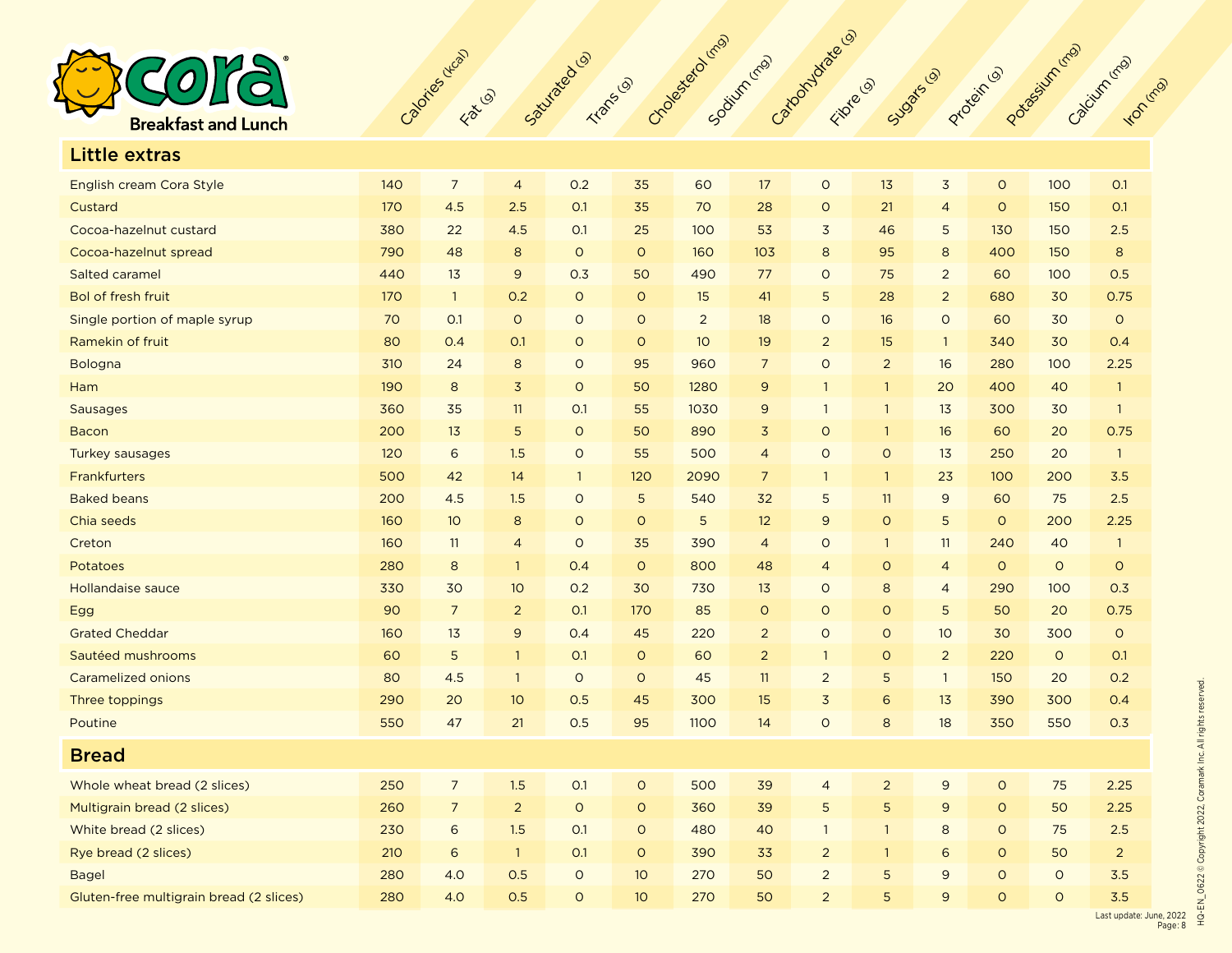Cora Breakfast and Lunch

| | Calories (kcal) | Fat (g) | Saturated (g) | Trans (g) | Cholesterol (mg) | Sodium (mg) | Carbohydrate (g) | Fibre (g) | Sugars (g) | Protein (g) | Potassium (mg) | Calcium (mg) | Iron (mg) |
|---|---|---|---|---|---|---|---|---|---|---|---|---|---|
| **Little extras** | | | | | | | | | | | | | |
| English cream Cora Style | 140 | 7 | 4 | 0.2 | 35 | 60 | 17 | 0 | 13 | 3 | 0 | 100 | 0.1 |
| Custard | 170 | 4.5 | 2.5 | 0.1 | 35 | 70 | 28 | 0 | 21 | 4 | 0 | 150 | 0.1 |
| Cocoa-hazelnut custard | 380 | 22 | 4.5 | 0.1 | 25 | 100 | 53 | 3 | 46 | 5 | 130 | 150 | 2.5 |
| Cocoa-hazelnut spread | 790 | 48 | 8 | 0 | 0 | 160 | 103 | 8 | 95 | 8 | 400 | 150 | 8 |
| Salted caramel | 440 | 13 | 9 | 0.3 | 50 | 490 | 77 | 0 | 75 | 2 | 60 | 100 | 0.5 |
| Bol of fresh fruit | 170 | 1 | 0.2 | 0 | 0 | 15 | 41 | 5 | 28 | 2 | 680 | 30 | 0.75 |
| Single portion of maple syrup | 70 | 0.1 | 0 | 0 | 0 | 2 | 18 | 0 | 16 | 0 | 60 | 30 | 0 |
| Ramekin of fruit | 80 | 0.4 | 0.1 | 0 | 0 | 10 | 19 | 2 | 15 | 1 | 340 | 30 | 0.4 |
| Bologna | 310 | 24 | 8 | 0 | 95 | 960 | 7 | 0 | 2 | 16 | 280 | 100 | 2.25 |
| Ham | 190 | 8 | 3 | 0 | 50 | 1280 | 9 | 1 | 1 | 20 | 400 | 40 | 1 |
| Sausages | 360 | 35 | 11 | 0.1 | 55 | 1030 | 9 | 1 | 1 | 13 | 300 | 30 | 1 |
| Bacon | 200 | 13 | 5 | 0 | 50 | 890 | 3 | 0 | 1 | 16 | 60 | 20 | 0.75 |
| Turkey sausages | 120 | 6 | 1.5 | 0 | 55 | 500 | 4 | 0 | 0 | 13 | 250 | 20 | 1 |
| Frankfurters | 500 | 42 | 14 | 1 | 120 | 2090 | 7 | 1 | 1 | 23 | 100 | 200 | 3.5 |
| Baked beans | 200 | 4.5 | 1.5 | 0 | 5 | 540 | 32 | 5 | 11 | 9 | 60 | 75 | 2.5 |
| Chia seeds | 160 | 10 | 8 | 0 | 0 | 5 | 12 | 9 | 0 | 5 | 0 | 200 | 2.25 |
| Creton | 160 | 11 | 4 | 0 | 35 | 390 | 4 | 0 | 1 | 11 | 240 | 40 | 1 |
| Potatoes | 280 | 8 | 1 | 0.4 | 0 | 800 | 48 | 4 | 0 | 4 | 0 | 0 | 0 |
| Hollandaise sauce | 330 | 30 | 10 | 0.2 | 30 | 730 | 13 | 0 | 8 | 4 | 290 | 100 | 0.3 |
| Egg | 90 | 7 | 2 | 0.1 | 170 | 85 | 0 | 0 | 0 | 5 | 50 | 20 | 0.75 |
| Grated Cheddar | 160 | 13 | 9 | 0.4 | 45 | 220 | 2 | 0 | 0 | 10 | 30 | 300 | 0 |
| Sautéed mushrooms | 60 | 5 | 1 | 0.1 | 0 | 60 | 2 | 1 | 0 | 2 | 220 | 0 | 0.1 |
| Caramelized onions | 80 | 4.5 | 1 | 0 | 0 | 45 | 11 | 2 | 5 | 1 | 150 | 20 | 0.2 |
| Three toppings | 290 | 20 | 10 | 0.5 | 45 | 300 | 15 | 3 | 6 | 13 | 390 | 300 | 0.4 |
| Poutine | 550 | 47 | 21 | 0.5 | 95 | 1100 | 14 | 0 | 8 | 18 | 350 | 550 | 0.3 |
| **Bread** | | | | | | | | | | | | | |
| Whole wheat bread (2 slices) | 250 | 7 | 1.5 | 0.1 | 0 | 500 | 39 | 4 | 2 | 9 | 0 | 75 | 2.25 |
| Multigrain bread (2 slices) | 260 | 7 | 2 | 0 | 0 | 360 | 39 | 5 | 5 | 9 | 0 | 50 | 2.25 |
| White bread (2 slices) | 230 | 6 | 1.5 | 0.1 | 0 | 480 | 40 | 1 | 1 | 8 | 0 | 75 | 2.5 |
| Rye bread (2 slices) | 210 | 6 | 1 | 0.1 | 0 | 390 | 33 | 2 | 1 | 6 | 0 | 50 | 2 |
| Bagel | 280 | 4.0 | 0.5 | 0 | 10 | 270 | 50 | 2 | 5 | 9 | 0 | 0 | 3.5 |
| Gluten-free multigrain bread (2 slices) | 280 | 4.0 | 0.5 | 0 | 10 | 270 | 50 | 2 | 5 | 9 | 0 | 0 | 3.5 |

Last update: June, 2022

HQ-EN_0622 © Copyright 2022, Coramark Inc. All rights reserved.